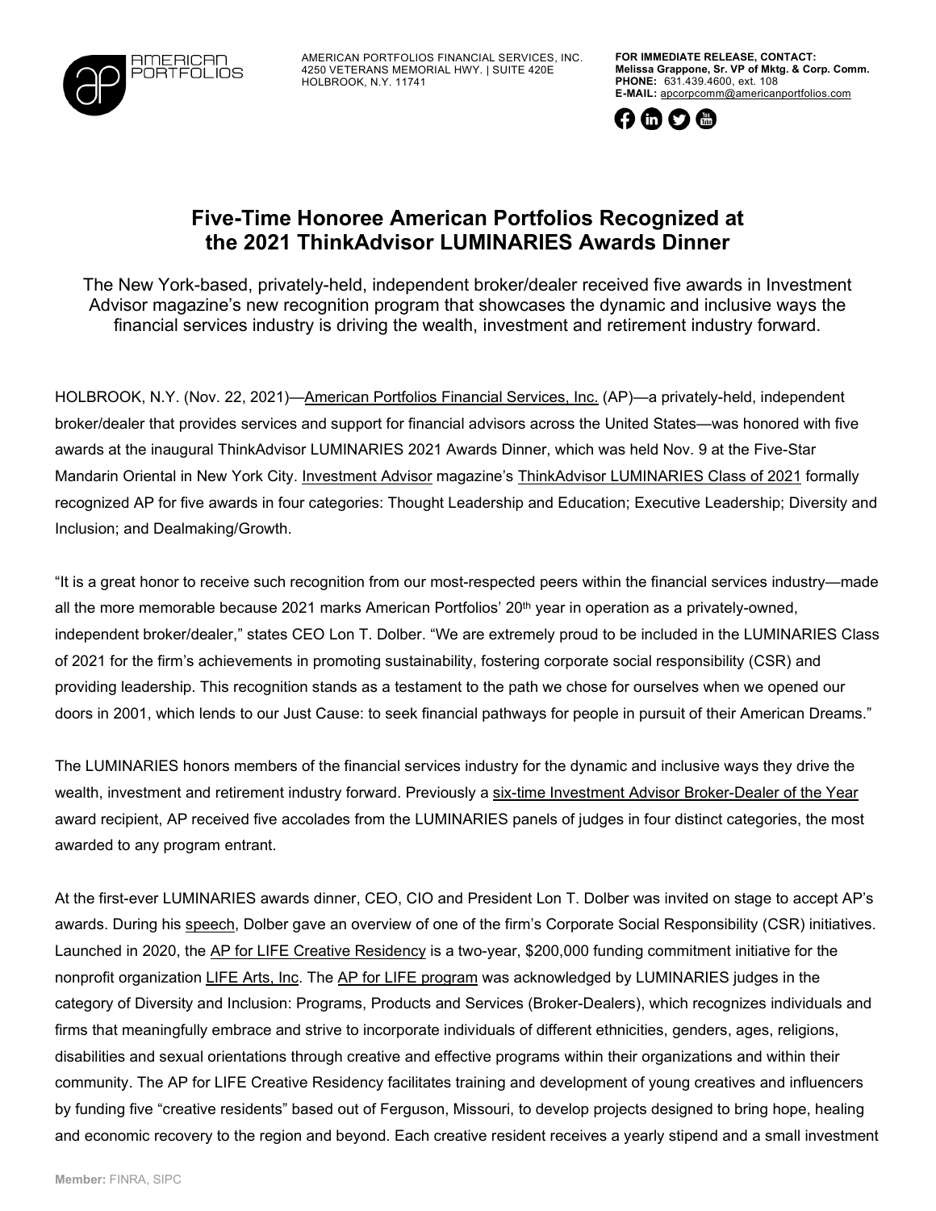AMERICAN PORTFOLIOS

AMERICAN PORTFOLIOS FINANCIAL SERVICES, INC.
4250 VETERANS MEMORIAL HWY. | SUITE 420E
HOLBROOK, N.Y. 11741

**FOR IMMEDIATE RELEASE, CONTACT:**
**Melissa Grappone, Sr. VP of Mktg. & Corp. Comm.**
**PHONE:** 631.439.4600, ext. 108
**E-MAIL:** apcorpcomm@americanportfolios.com

# Five-Time Honoree American Portfolios Recognized at the 2021 ThinkAdvisor LUMINARIES Awards Dinner

The New York-based, privately-held, independent broker/dealer received five awards in Investment Advisor magazine's new recognition program that showcases the dynamic and inclusive ways the financial services industry is driving the wealth, investment and retirement industry forward.

HOLBROOK, N.Y. (Nov. 22, 2021)—American Portfolios Financial Services, Inc. (AP)—a privately-held, independent broker/dealer that provides services and support for financial advisors across the United States—was honored with five awards at the inaugural ThinkAdvisor LUMINARIES 2021 Awards Dinner, which was held Nov. 9 at the Five-Star Mandarin Oriental in New York City. Investment Advisor magazine's ThinkAdvisor LUMINARIES Class of 2021 formally recognized AP for five awards in four categories: Thought Leadership and Education; Executive Leadership; Diversity and Inclusion; and Dealmaking/Growth.

"It is a great honor to receive such recognition from our most-respected peers within the financial services industry—made all the more memorable because 2021 marks American Portfolios' 20th year in operation as a privately-owned, independent broker/dealer," states CEO Lon T. Dolber. "We are extremely proud to be included in the LUMINARIES Class of 2021 for the firm's achievements in promoting sustainability, fostering corporate social responsibility (CSR) and providing leadership. This recognition stands as a testament to the path we chose for ourselves when we opened our doors in 2001, which lends to our Just Cause: to seek financial pathways for people in pursuit of their American Dreams."

The LUMINARIES honors members of the financial services industry for the dynamic and inclusive ways they drive the wealth, investment and retirement industry forward. Previously a six-time Investment Advisor Broker-Dealer of the Year award recipient, AP received five accolades from the LUMINARIES panels of judges in four distinct categories, the most awarded to any program entrant.

At the first-ever LUMINARIES awards dinner, CEO, CIO and President Lon T. Dolber was invited on stage to accept AP's awards. During his speech, Dolber gave an overview of one of the firm's Corporate Social Responsibility (CSR) initiatives. Launched in 2020, the AP for LIFE Creative Residency is a two-year, $200,000 funding commitment initiative for the nonprofit organization LIFE Arts, Inc. The AP for LIFE program was acknowledged by LUMINARIES judges in the category of Diversity and Inclusion: Programs, Products and Services (Broker-Dealers), which recognizes individuals and firms that meaningfully embrace and strive to incorporate individuals of different ethnicities, genders, ages, religions, disabilities and sexual orientations through creative and effective programs within their organizations and within their community. The AP for LIFE Creative Residency facilitates training and development of young creatives and influencers by funding five "creative residents" based out of Ferguson, Missouri, to develop projects designed to bring hope, healing and economic recovery to the region and beyond. Each creative resident receives a yearly stipend and a small investment

**Member:** FINRA, SIPC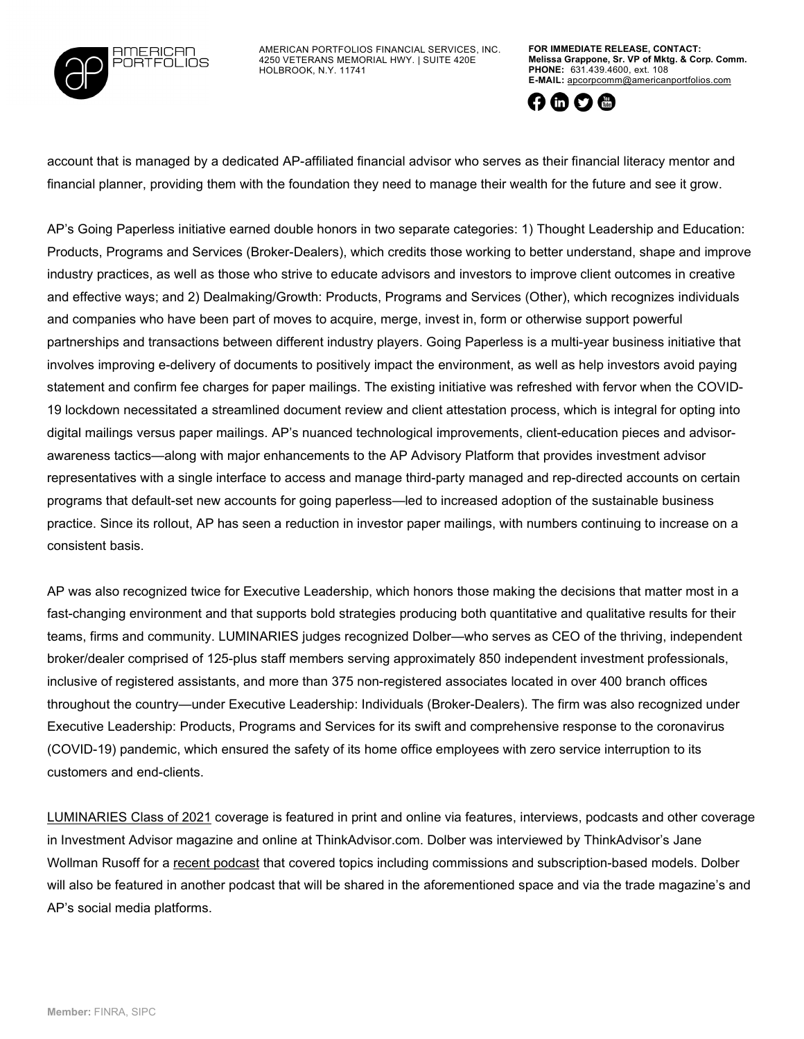account that is managed by a dedicated AP-affiliated financial advisor who serves as their financial literacy mentor and financial planner, providing them with the foundation they need to manage their wealth for the future and see it grow.

AP's Going Paperless initiative earned double honors in two separate categories: 1) Thought Leadership and Education: Products, Programs and Services (Broker-Dealers), which credits those working to better understand, shape and improve industry practices, as well as those who strive to educate advisors and investors to improve client outcomes in creative and effective ways; and 2) Dealmaking/Growth: Products, Programs and Services (Other), which recognizes individuals and companies who have been part of moves to acquire, merge, invest in, form or otherwise support powerful partnerships and transactions between different industry players. Going Paperless is a multi-year business initiative that involves improving e-delivery of documents to positively impact the environment, as well as help investors avoid paying statement and confirm fee charges for paper mailings. The existing initiative was refreshed with fervor when the COVID-19 lockdown necessitated a streamlined document review and client attestation process, which is integral for opting into digital mailings versus paper mailings. AP's nuanced technological improvements, client-education pieces and advisor-awareness tactics—along with major enhancements to the AP Advisory Platform that provides investment advisor representatives with a single interface to access and manage third-party managed and rep-directed accounts on certain programs that default-set new accounts for going paperless—led to increased adoption of the sustainable business practice. Since its rollout, AP has seen a reduction in investor paper mailings, with numbers continuing to increase on a consistent basis.

AP was also recognized twice for Executive Leadership, which honors those making the decisions that matter most in a fast-changing environment and that supports bold strategies producing both quantitative and qualitative results for their teams, firms and community. LUMINARIES judges recognized Dolber—who serves as CEO of the thriving, independent broker/dealer comprised of 125-plus staff members serving approximately 850 independent investment professionals, inclusive of registered assistants, and more than 375 non-registered associates located in over 400 branch offices throughout the country—under Executive Leadership: Individuals (Broker-Dealers). The firm was also recognized under Executive Leadership: Products, Programs and Services for its swift and comprehensive response to the coronavirus (COVID-19) pandemic, which ensured the safety of its home office employees with zero service interruption to its customers and end-clients.

LUMINARIES Class of 2021 coverage is featured in print and online via features, interviews, podcasts and other coverage in Investment Advisor magazine and online at ThinkAdvisor.com. Dolber was interviewed by ThinkAdvisor's Jane Wollman Rusoff for a recent podcast that covered topics including commissions and subscription-based models. Dolber will also be featured in another podcast that will be shared in the aforementioned space and via the trade magazine's and AP's social media platforms.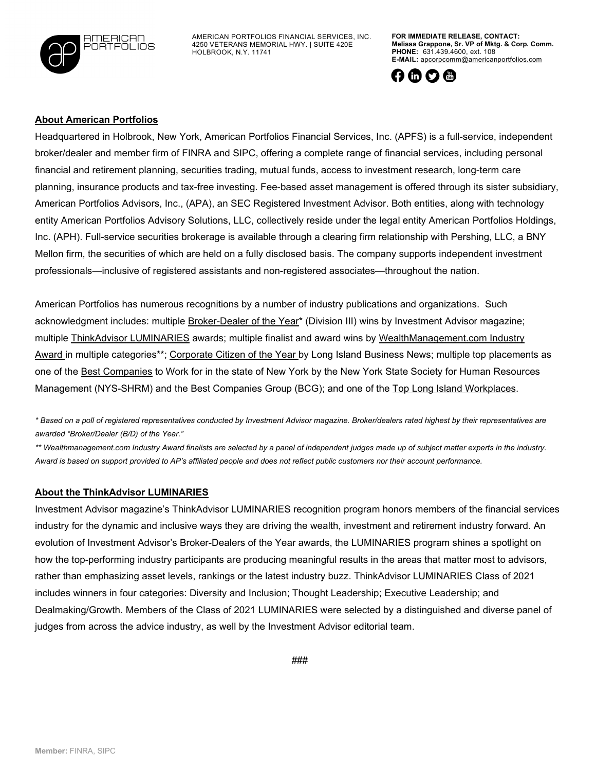AMERICAN PORTFOLIOS FINANCIAL SERVICES, INC.
4250 VETERANS MEMORIAL HWY. | SUITE 420E
HOLBROOK, N.Y. 11741

**FOR IMMEDIATE RELEASE, CONTACT:**
**Melissa Grappone, Sr. VP of Mktg. & Corp. Comm.**
**PHONE:** 631.439.4600, ext. 108
**E-MAIL:** apcorpcomm@americanportfolios.com

## About American Portfolios

Headquartered in Holbrook, New York, American Portfolios Financial Services, Inc. (APFS) is a full-service, independent broker/dealer and member firm of FINRA and SIPC, offering a complete range of financial services, including personal financial and retirement planning, securities trading, mutual funds, access to investment research, long-term care planning, insurance products and tax-free investing. Fee-based asset management is offered through its sister subsidiary, American Portfolios Advisors, Inc., (APA), an SEC Registered Investment Advisor. Both entities, along with technology entity American Portfolios Advisory Solutions, LLC, collectively reside under the legal entity American Portfolios Holdings, Inc. (APH). Full-service securities brokerage is available through a clearing firm relationship with Pershing, LLC, a BNY Mellon firm, the securities of which are held on a fully disclosed basis. The company supports independent investment professionals—inclusive of registered assistants and non-registered associates—throughout the nation.

American Portfolios has numerous recognitions by a number of industry publications and organizations. Such acknowledgment includes: multiple Broker-Dealer of the Year* (Division III) wins by Investment Advisor magazine; multiple ThinkAdvisor LUMINARIES awards; multiple finalist and award wins by WealthManagement.com Industry Award in multiple categories**; Corporate Citizen of the Year by Long Island Business News; multiple top placements as one of the Best Companies to Work for in the state of New York by the New York State Society for Human Resources Management (NYS-SHRM) and the Best Companies Group (BCG); and one of the Top Long Island Workplaces.

*\* Based on a poll of registered representatives conducted by Investment Advisor magazine. Broker/dealers rated highest by their representatives are awarded "Broker/Dealer (B/D) of the Year."*

*\*\* Wealthmanagement.com Industry Award finalists are selected by a panel of independent judges made up of subject matter experts in the industry. Award is based on support provided to AP's affiliated people and does not reflect public customers nor their account performance.*

## About the ThinkAdvisor LUMINARIES

Investment Advisor magazine's ThinkAdvisor LUMINARIES recognition program honors members of the financial services industry for the dynamic and inclusive ways they are driving the wealth, investment and retirement industry forward. An evolution of Investment Advisor's Broker-Dealers of the Year awards, the LUMINARIES program shines a spotlight on how the top-performing industry participants are producing meaningful results in the areas that matter most to advisors, rather than emphasizing asset levels, rankings or the latest industry buzz. ThinkAdvisor LUMINARIES Class of 2021 includes winners in four categories: Diversity and Inclusion; Thought Leadership; Executive Leadership; and Dealmaking/Growth. Members of the Class of 2021 LUMINARIES were selected by a distinguished and diverse panel of judges from across the advice industry, as well by the Investment Advisor editorial team.

###

**Member:** FINRA, SIPC